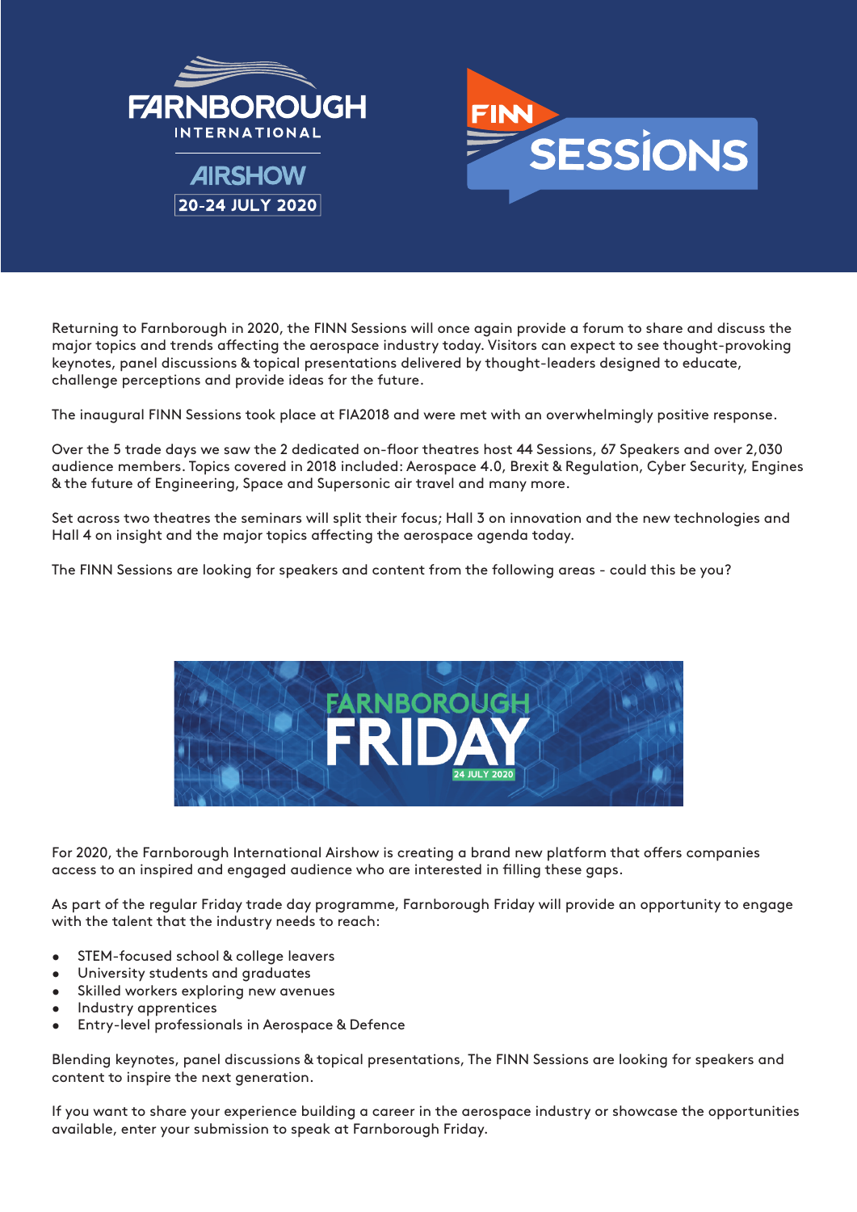# FARNBOROUGH INTERNATIONAL AIRSHOW

**20-24 JULY 2020**

# FINN SESSIONS

Returning to Farnborough in 2020, the FINN Sessions will once again provide a forum to share and discuss the major topics and trends affecting the aerospace industry today. Visitors can expect to see thought-provoking keynotes, panel discussions & topical presentations delivered by thought-leaders designed to educate, challenge perceptions and provide ideas for the future.

The inaugural FINN Sessions took place at FIA2018 and were met with an overwhelmingly positive response.

Over the 5 trade days we saw the 2 dedicated on-floor theatres host 44 Sessions, 67 Speakers and over 2,030 audience members. Topics covered in 2018 included: Aerospace 4.0, Brexit & Regulation, Cyber Security, Engines & the future of Engineering, Space and Supersonic air travel and many more.

Set across two theatres the seminars will split their focus; Hall 3 on innovation and the new technologies and Hall 4 on insight and the major topics affecting the aerospace agenda today.

The FINN Sessions are looking for speakers and content from the following areas - could this be you?

## FARNBOROUGH FRIDAY

**24 JULY 2020**

For 2020, the Farnborough International Airshow is creating a brand new platform that offers companies access to an inspired and engaged audience who are interested in filling these gaps.

As part of the regular Friday trade day programme, Farnborough Friday will provide an opportunity to engage with the talent that the industry needs to reach:

- STEM-focused school & college leavers
- University students and graduates
- Skilled workers exploring new avenues
- Industry apprentices
- Entry-level professionals in Aerospace & Defence

Blending keynotes, panel discussions & topical presentations, The FINN Sessions are looking for speakers and content to inspire the next generation.

If you want to share your experience building a career in the aerospace industry or showcase the opportunities available, enter your submission to speak at Farnborough Friday.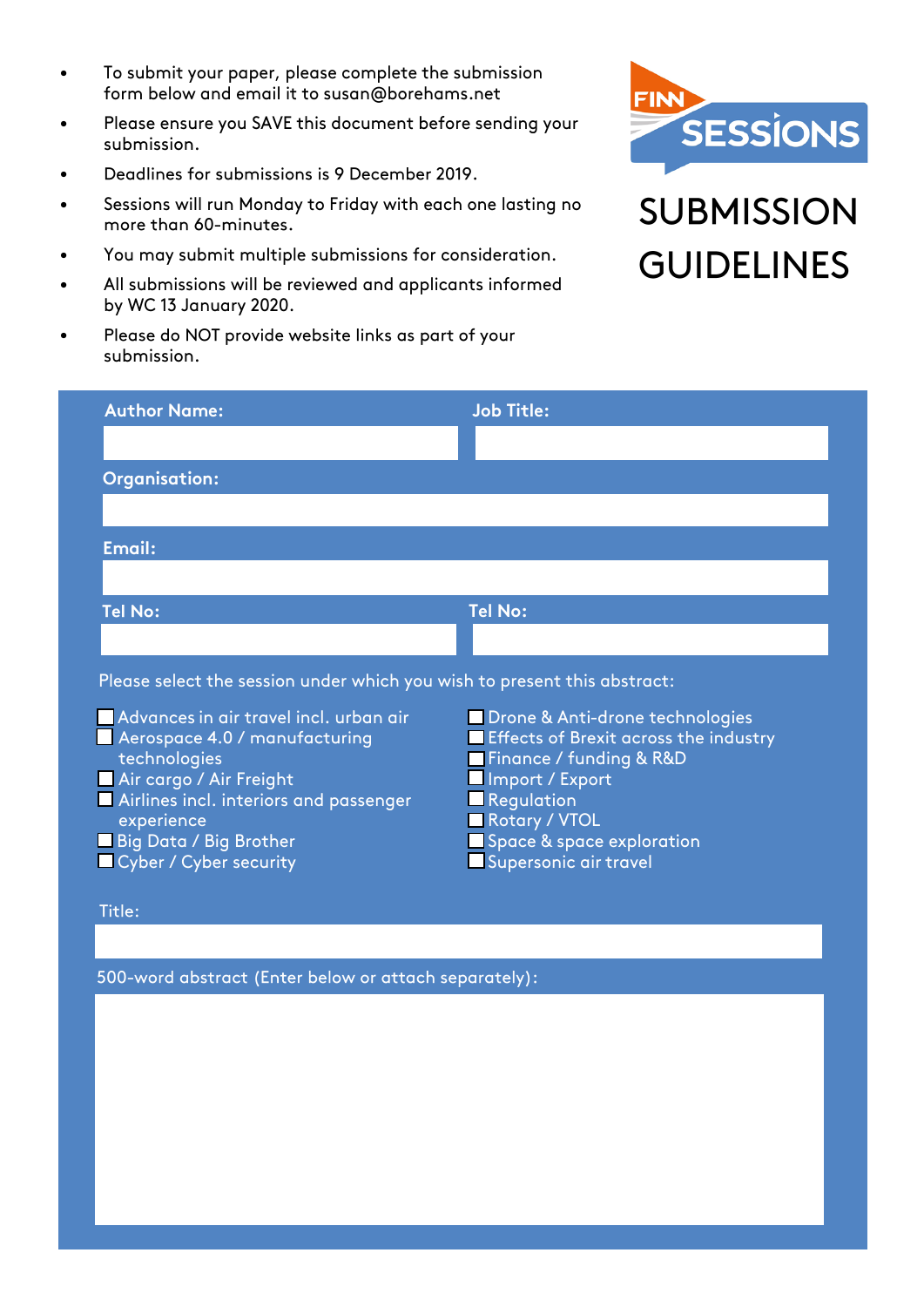FINN SESSIONS

# SUBMISSION GUIDELINES

- To submit your paper, please complete the submission form below and email it to susan@borehams.net
- Please ensure you SAVE this document before sending your submission.
- Deadlines for submissions is 9 December 2019.
- Sessions will run Monday to Friday with each one lasting no more than 60-minutes.
- You may submit multiple submissions for consideration.
- All submissions will be reviewed and applicants informed by WC 13 January 2020.
- Please do NOT provide website links as part of your submission.

**Author Name:**

**Job Title:**

**Organisation:**

**Email:**

**Tel No:**

**Tel No:**

Please select the session under which you wish to present this abstract:

- ☐ Advances in air travel incl. urban air
- ☐ Aerospace 4.0 / manufacturing technologies
- ☐ Air cargo / Air Freight
- ☐ Airlines incl. interiors and passenger experience
- ☐ Big Data / Big Brother
- ☐ Cyber / Cyber security
- ☐ Drone & Anti-drone technologies
- ☐ Effects of Brexit across the industry
- ☐ Finance / funding & R&D
- ☐ Import / Export
- ☐ Regulation
- ☐ Rotary / VTOL
- ☐ Space & space exploration
- ☐ Supersonic air travel

Title:

500-word abstract (Enter below or attach separately):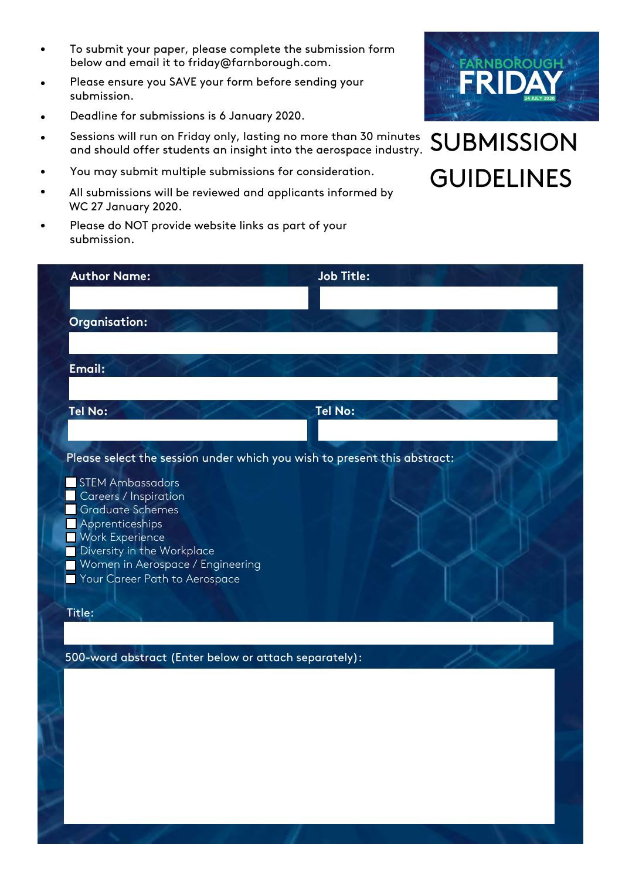# SUBMISSION GUIDELINES

FARNBOROUGH FRIDAY
24 JULY 2020

- To submit your paper, please complete the submission form below and email it to friday@farnborough.com.
- Please ensure you SAVE your form before sending your submission.
- Deadline for submissions is 6 January 2020.
- Sessions will run on Friday only, lasting no more than 30 minutes and should offer students an insight into the aerospace industry.
- You may submit multiple submissions for consideration.
- All submissions will be reviewed and applicants informed by WC 27 January 2020.
- Please do NOT provide website links as part of your submission.

**Author Name:**

**Job Title:**

**Organisation:**

**Email:**

**Tel No:**

**Tel No:**

Please select the session under which you wish to present this abstract:

- ☐ STEM Ambassadors
- ☐ Careers / Inspiration
- ☐ Graduate Schemes
- ☐ Apprenticeships
- ☐ Work Experience
- ☐ Diversity in the Workplace
- ☐ Women in Aerospace / Engineering
- ☐ Your Career Path to Aerospace

Title:

500-word abstract (Enter below or attach separately):